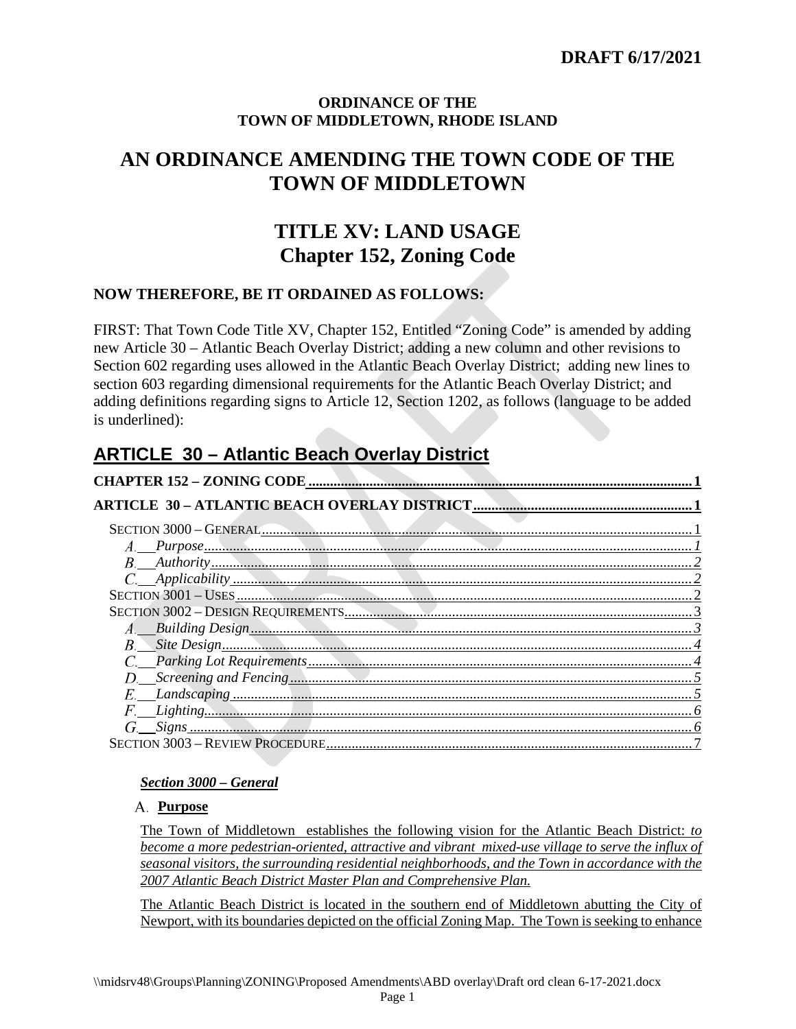**DRAFT 6/17/2021**

**ORDINANCE OF THE TOWN OF MIDDLETOWN, RHODE ISLAND**

# AN ORDINANCE AMENDING THE TOWN CODE OF THE TOWN OF MIDDLETOWN

# TITLE XV: LAND USAGE Chapter 152, Zoning Code

**NOW THEREFORE, BE IT ORDAINED AS FOLLOWS:**

FIRST: That Town Code Title XV, Chapter 152, Entitled "Zoning Code" is amended by adding new Article 30 – Atlantic Beach Overlay District; adding a new column and other revisions to Section 602 regarding uses allowed in the Atlantic Beach Overlay District; adding new lines to section 603 regarding dimensional requirements for the Atlantic Beach Overlay District; and adding definitions regarding signs to Article 12, Section 1202, as follows (language to be added is underlined):

## ARTICLE 30 – Atlantic Beach Overlay District

**CHAPTER 152 – ZONING CODE** ... 1
**ARTICLE 30 – ATLANTIC BEACH OVERLAY DISTRICT** ... 1
- SECTION 3000 – GENERAL ... 1
  - *A. Purpose* ... 1
  - *B. Authority* ... 2
  - *C. Applicability* ... 2
- SECTION 3001 – USES ... 2
- SECTION 3002 – DESIGN REQUIREMENTS ... 3
  - *A. Building Design* ... 3
  - *B. Site Design* ... 4
  - *C. Parking Lot Requirements* ... 4
  - *D. Screening and Fencing* ... 5
  - *E. Landscaping* ... 5
  - *F. Lighting* ... 6
  - *G. Signs* ... 6
- SECTION 3003 – REVIEW PROCEDURE ... 7

### *Section 3000 – General*

**A. Purpose**

The Town of Middletown establishes the following vision for the Atlantic Beach District: *to become a more pedestrian-oriented, attractive and vibrant mixed-use village to serve the influx of seasonal visitors, the surrounding residential neighborhoods, and the Town in accordance with the 2007 Atlantic Beach District Master Plan and Comprehensive Plan.*

The Atlantic Beach District is located in the southern end of Middletown abutting the City of Newport, with its boundaries depicted on the official Zoning Map. The Town is seeking to enhance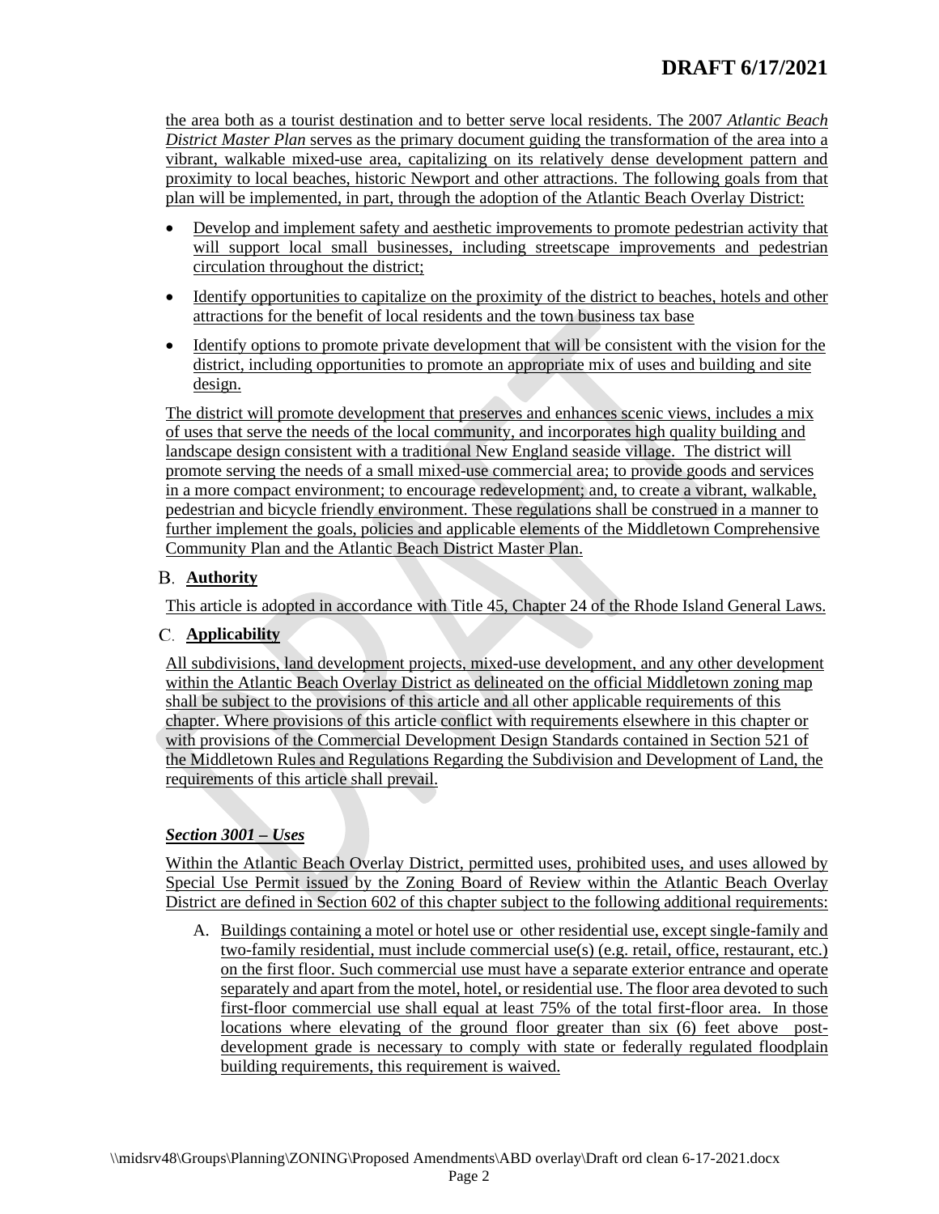the area both as a tourist destination and to better serve local residents. The 2007 *Atlantic Beach District Master Plan* serves as the primary document guiding the transformation of the area into a vibrant, walkable mixed-use area, capitalizing on its relatively dense development pattern and proximity to local beaches, historic Newport and other attractions. The following goals from that plan will be implemented, in part, through the adoption of the Atlantic Beach Overlay District:

- Develop and implement safety and aesthetic improvements to promote pedestrian activity that will support local small businesses, including streetscape improvements and pedestrian circulation throughout the district;
- Identify opportunities to capitalize on the proximity of the district to beaches, hotels and other attractions for the benefit of local residents and the town business tax base
- Identify options to promote private development that will be consistent with the vision for the district, including opportunities to promote an appropriate mix of uses and building and site design.

The district will promote development that preserves and enhances scenic views, includes a mix of uses that serve the needs of the local community, and incorporates high quality building and landscape design consistent with a traditional New England seaside village. The district will promote serving the needs of a small mixed-use commercial area; to provide goods and services in a more compact environment; to encourage redevelopment; and, to create a vibrant, walkable, pedestrian and bicycle friendly environment. These regulations shall be construed in a manner to further implement the goals, policies and applicable elements of the Middletown Comprehensive Community Plan and the Atlantic Beach District Master Plan.

### B. **Authority**

This article is adopted in accordance with Title 45, Chapter 24 of the Rhode Island General Laws.

### C. **Applicability**

All subdivisions, land development projects, mixed-use development, and any other development within the Atlantic Beach Overlay District as delineated on the official Middletown zoning map shall be subject to the provisions of this article and all other applicable requirements of this chapter. Where provisions of this article conflict with requirements elsewhere in this chapter or with provisions of the Commercial Development Design Standards contained in Section 521 of the Middletown Rules and Regulations Regarding the Subdivision and Development of Land, the requirements of this article shall prevail.

## ***Section 3001 – Uses***

Within the Atlantic Beach Overlay District, permitted uses, prohibited uses, and uses allowed by Special Use Permit issued by the Zoning Board of Review within the Atlantic Beach Overlay District are defined in Section 602 of this chapter subject to the following additional requirements:

A. Buildings containing a motel or hotel use or other residential use, except single-family and two-family residential, must include commercial use(s) (e.g. retail, office, restaurant, etc.) on the first floor. Such commercial use must have a separate exterior entrance and operate separately and apart from the motel, hotel, or residential use. The floor area devoted to such first-floor commercial use shall equal at least 75% of the total first-floor area. In those locations where elevating of the ground floor greater than six (6) feet above post-development grade is necessary to comply with state or federally regulated floodplain building requirements, this requirement is waived.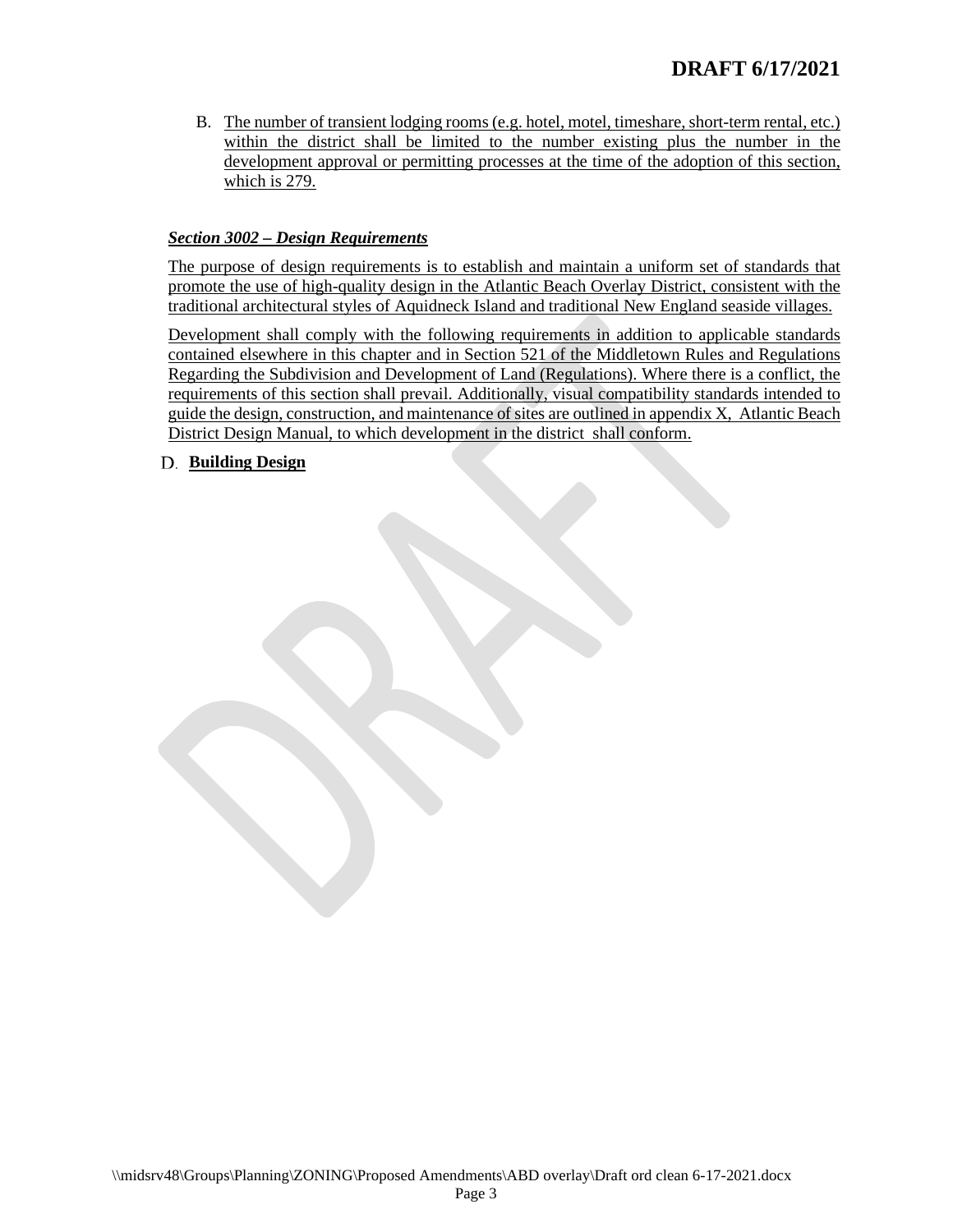B. The number of transient lodging rooms (e.g. hotel, motel, timeshare, short-term rental, etc.) within the district shall be limited to the number existing plus the number in the development approval or permitting processes at the time of the adoption of this section, which is 279.

***Section 3002 – Design Requirements***

The purpose of design requirements is to establish and maintain a uniform set of standards that promote the use of high-quality design in the Atlantic Beach Overlay District, consistent with the traditional architectural styles of Aquidneck Island and traditional New England seaside villages.

Development shall comply with the following requirements in addition to applicable standards contained elsewhere in this chapter and in Section 521 of the Middletown Rules and Regulations Regarding the Subdivision and Development of Land (Regulations). Where there is a conflict, the requirements of this section shall prevail. Additionally, visual compatibility standards intended to guide the design, construction, and maintenance of sites are outlined in appendix X, Atlantic Beach District Design Manual, to which development in the district shall conform.

D. **Building Design**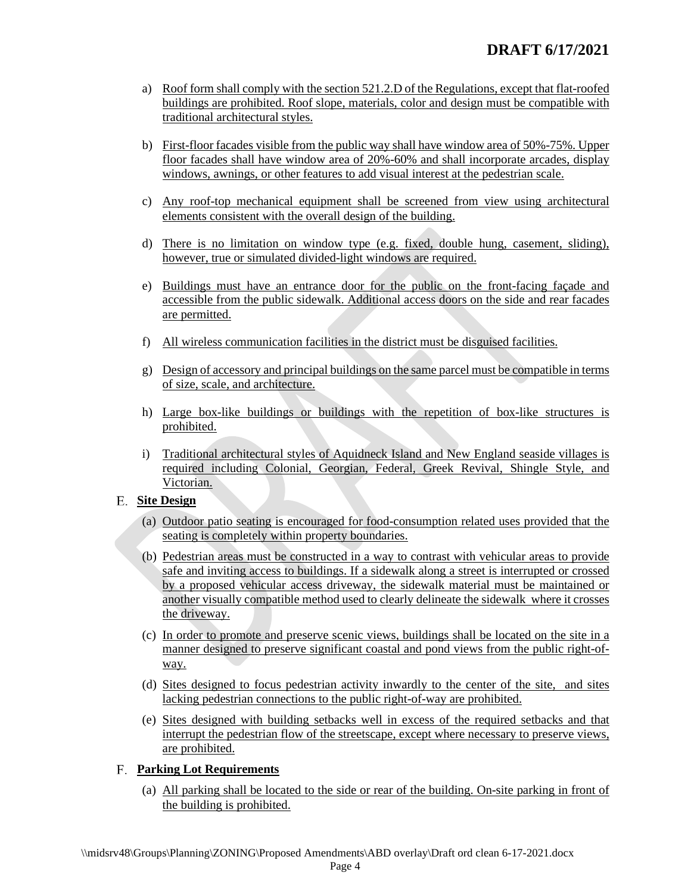a) Roof form shall comply with the section 521.2.D of the Regulations, except that flat-roofed buildings are prohibited. Roof slope, materials, color and design must be compatible with traditional architectural styles.

b) First-floor facades visible from the public way shall have window area of 50%-75%. Upper floor facades shall have window area of 20%-60% and shall incorporate arcades, display windows, awnings, or other features to add visual interest at the pedestrian scale.

c) Any roof-top mechanical equipment shall be screened from view using architectural elements consistent with the overall design of the building.

d) There is no limitation on window type (e.g. fixed, double hung, casement, sliding), however, true or simulated divided-light windows are required.

e) Buildings must have an entrance door for the public on the front-facing façade and accessible from the public sidewalk. Additional access doors on the side and rear facades are permitted.

f) All wireless communication facilities in the district must be disguised facilities.

g) Design of accessory and principal buildings on the same parcel must be compatible in terms of size, scale, and architecture.

h) Large box-like buildings or buildings with the repetition of box-like structures is prohibited.

i) Traditional architectural styles of Aquidneck Island and New England seaside villages is required including Colonial, Georgian, Federal, Greek Revival, Shingle Style, and Victorian.

E. **Site Design**

(a) Outdoor patio seating is encouraged for food-consumption related uses provided that the seating is completely within property boundaries.

(b) Pedestrian areas must be constructed in a way to contrast with vehicular areas to provide safe and inviting access to buildings. If a sidewalk along a street is interrupted or crossed by a proposed vehicular access driveway, the sidewalk material must be maintained or another visually compatible method used to clearly delineate the sidewalk where it crosses the driveway.

(c) In order to promote and preserve scenic views, buildings shall be located on the site in a manner designed to preserve significant coastal and pond views from the public right-of-way.

(d) Sites designed to focus pedestrian activity inwardly to the center of the site, and sites lacking pedestrian connections to the public right-of-way are prohibited.

(e) Sites designed with building setbacks well in excess of the required setbacks and that interrupt the pedestrian flow of the streetscape, except where necessary to preserve views, are prohibited.

F. **Parking Lot Requirements**

(a) All parking shall be located to the side or rear of the building. On-site parking in front of the building is prohibited.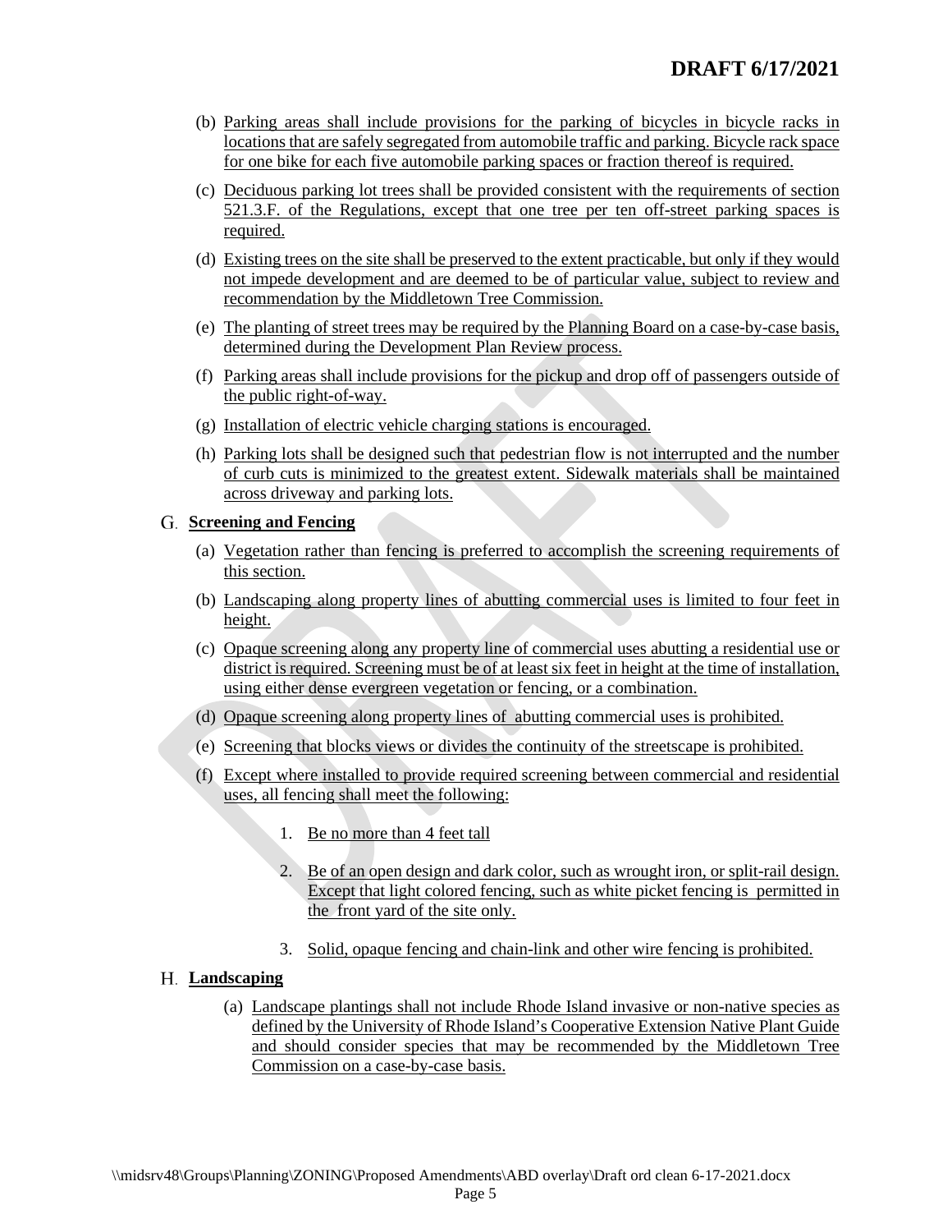(b) Parking areas shall include provisions for the parking of bicycles in bicycle racks in locations that are safely segregated from automobile traffic and parking. Bicycle rack space for one bike for each five automobile parking spaces or fraction thereof is required.

(c) Deciduous parking lot trees shall be provided consistent with the requirements of section 521.3.F. of the Regulations, except that one tree per ten off-street parking spaces is required.

(d) Existing trees on the site shall be preserved to the extent practicable, but only if they would not impede development and are deemed to be of particular value, subject to review and recommendation by the Middletown Tree Commission.

(e) The planting of street trees may be required by the Planning Board on a case-by-case basis, determined during the Development Plan Review process.

(f) Parking areas shall include provisions for the pickup and drop off of passengers outside of the public right-of-way.

(g) Installation of electric vehicle charging stations is encouraged.

(h) Parking lots shall be designed such that pedestrian flow is not interrupted and the number of curb cuts is minimized to the greatest extent. Sidewalk materials shall be maintained across driveway and parking lots.

G. **Screening and Fencing**

(a) Vegetation rather than fencing is preferred to accomplish the screening requirements of this section.

(b) Landscaping along property lines of abutting commercial uses is limited to four feet in height.

(c) Opaque screening along any property line of commercial uses abutting a residential use or district is required. Screening must be of at least six feet in height at the time of installation, using either dense evergreen vegetation or fencing, or a combination.

(d) Opaque screening along property lines of abutting commercial uses is prohibited.

(e) Screening that blocks views or divides the continuity of the streetscape is prohibited.

(f) Except where installed to provide required screening between commercial and residential uses, all fencing shall meet the following:

1. Be no more than 4 feet tall

2. Be of an open design and dark color, such as wrought iron, or split-rail design. Except that light colored fencing, such as white picket fencing is permitted in the front yard of the site only.

3. Solid, opaque fencing and chain-link and other wire fencing is prohibited.

H. **Landscaping**

(a) Landscape plantings shall not include Rhode Island invasive or non-native species as defined by the University of Rhode Island's Cooperative Extension Native Plant Guide and should consider species that may be recommended by the Middletown Tree Commission on a case-by-case basis.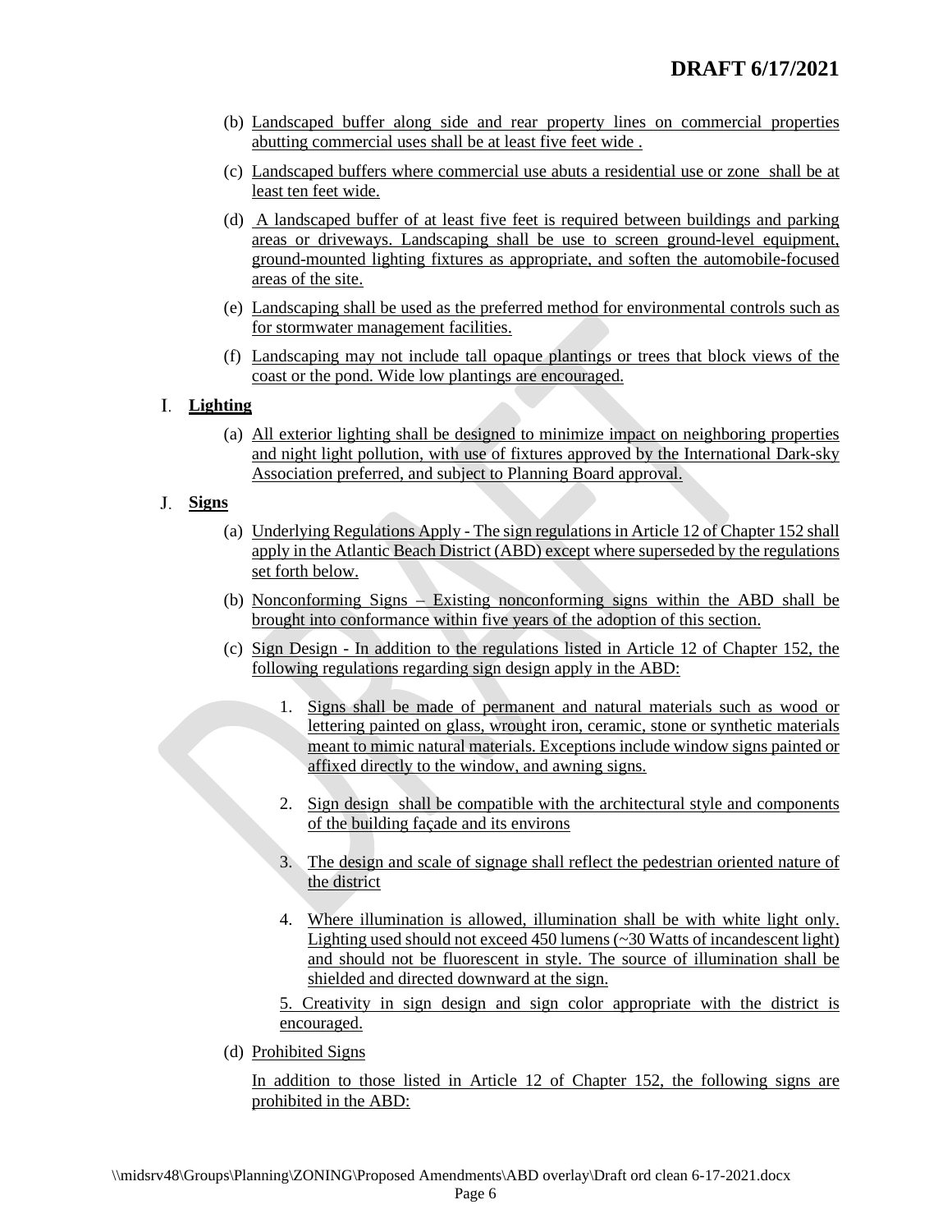(b) Landscaped buffer along side and rear property lines on commercial properties abutting commercial uses shall be at least five feet wide .

(c) Landscaped buffers where commercial use abuts a residential use or zone shall be at least ten feet wide.

(d) A landscaped buffer of at least five feet is required between buildings and parking areas or driveways. Landscaping shall be use to screen ground-level equipment, ground-mounted lighting fixtures as appropriate, and soften the automobile-focused areas of the site.

(e) Landscaping shall be used as the preferred method for environmental controls such as for stormwater management facilities.

(f) Landscaping may not include tall opaque plantings or trees that block views of the coast or the pond. Wide low plantings are encouraged.

I. **Lighting**

(a) All exterior lighting shall be designed to minimize impact on neighboring properties and night light pollution, with use of fixtures approved by the International Dark-sky Association preferred, and subject to Planning Board approval.

J. **Signs**

(a) Underlying Regulations Apply - The sign regulations in Article 12 of Chapter 152 shall apply in the Atlantic Beach District (ABD) except where superseded by the regulations set forth below.

(b) Nonconforming Signs – Existing nonconforming signs within the ABD shall be brought into conformance within five years of the adoption of this section.

(c) Sign Design - In addition to the regulations listed in Article 12 of Chapter 152, the following regulations regarding sign design apply in the ABD:

1. Signs shall be made of permanent and natural materials such as wood or lettering painted on glass, wrought iron, ceramic, stone or synthetic materials meant to mimic natural materials. Exceptions include window signs painted or affixed directly to the window, and awning signs.

2. Sign design shall be compatible with the architectural style and components of the building façade and its environs

3. The design and scale of signage shall reflect the pedestrian oriented nature of the district

4. Where illumination is allowed, illumination shall be with white light only. Lighting used should not exceed 450 lumens (~30 Watts of incandescent light) and should not be fluorescent in style. The source of illumination shall be shielded and directed downward at the sign.

5. Creativity in sign design and sign color appropriate with the district is encouraged.

(d) Prohibited Signs

In addition to those listed in Article 12 of Chapter 152, the following signs are prohibited in the ABD: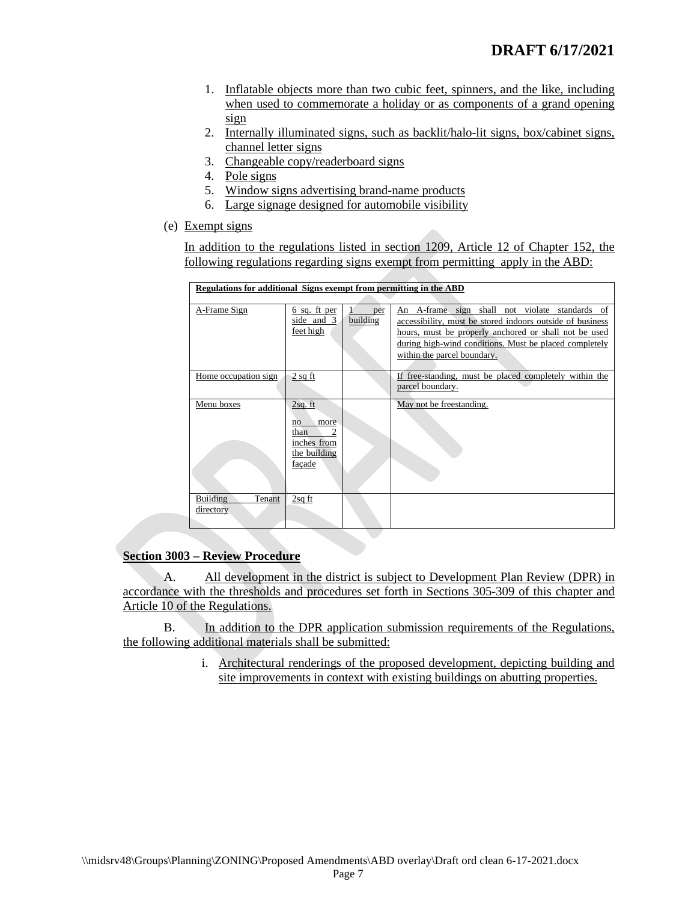1. Inflatable objects more than two cubic feet, spinners, and the like, including when used to commemorate a holiday or as components of a grand opening sign
2. Internally illuminated signs, such as backlit/halo-lit signs, box/cabinet signs, channel letter signs
3. Changeable copy/readerboard signs
4. Pole signs
5. Window signs advertising brand-name products
6. Large signage designed for automobile visibility

(e) Exempt signs

In addition to the regulations listed in section 1209, Article 12 of Chapter 152, the following regulations regarding signs exempt from permitting apply in the ABD:

| **Regulations for additional Signs exempt from permitting in the ABD** | | | |
|---|---|---|---|
| A-Frame Sign | 6 sq. ft per side and 3 feet high | 1 per building | An A-frame sign shall not violate standards of accessibility, must be stored indoors outside of business hours, must be properly anchored or shall not be used during high-wind conditions. Must be placed completely within the parcel boundary. |
| Home occupation sign | 2 sq ft | | If free-standing, must be placed completely within the parcel boundary. |
| Menu boxes | 2sq. ft<br>no more than 2 inches from the building façade | | May not be freestanding. |
| Building Tenant directory | 2sq ft | | |

## Section 3003 – Review Procedure

A. All development in the district is subject to Development Plan Review (DPR) in accordance with the thresholds and procedures set forth in Sections 305-309 of this chapter and Article 10 of the Regulations.

B. In addition to the DPR application submission requirements of the Regulations, the following additional materials shall be submitted:

i. Architectural renderings of the proposed development, depicting building and site improvements in context with existing buildings on abutting properties.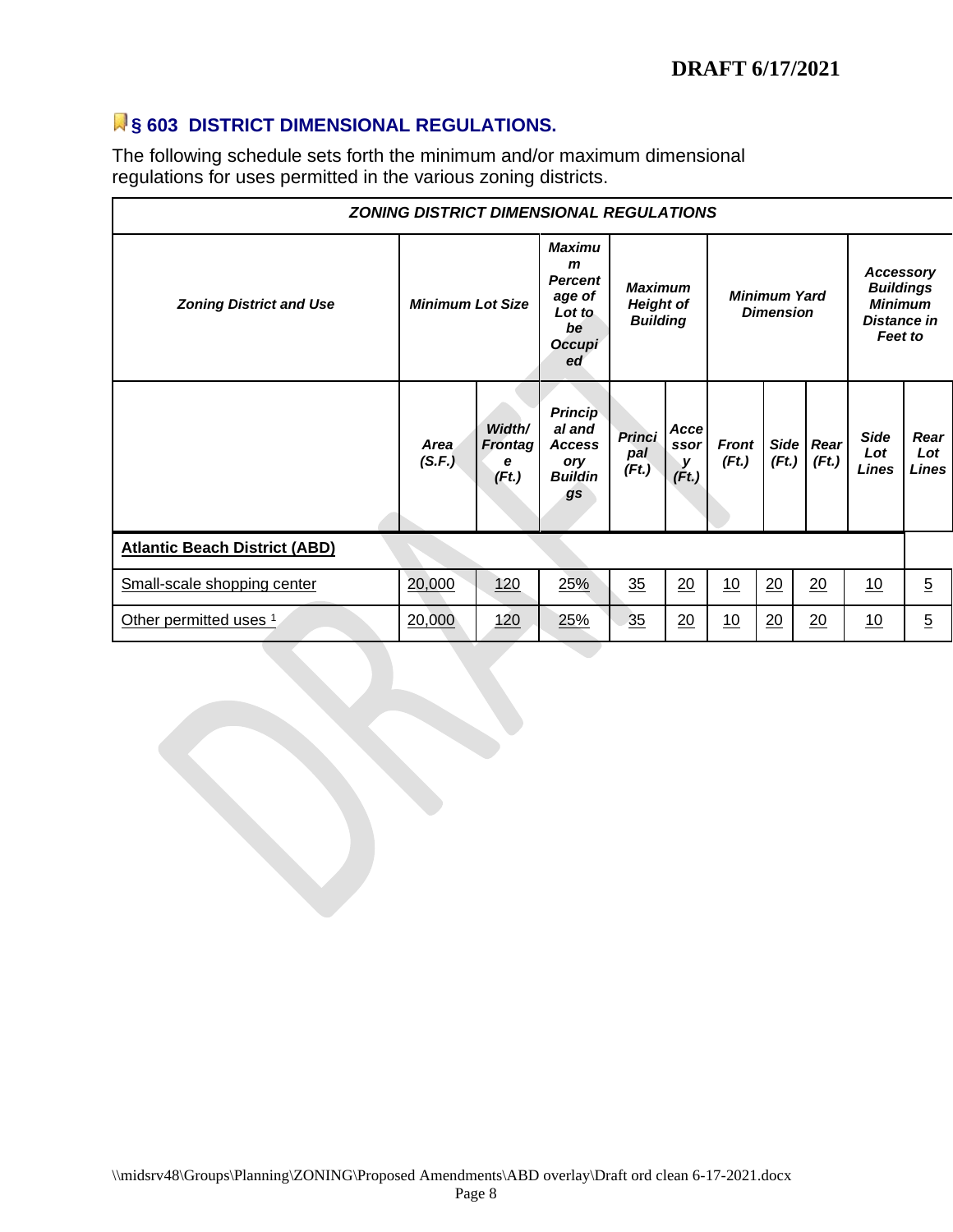## § 603 DISTRICT DIMENSIONAL REGULATIONS.

The following schedule sets forth the minimum and/or maximum dimensional regulations for uses permitted in the various zoning districts.

| ZONING DISTRICT DIMENSIONAL REGULATIONS | | | | | | | | | | |
|---|---|---|---|---|---|---|---|---|---|---|
| *Zoning District and Use* | *Minimum Lot Size* | | *Maximum Percentage of Lot to be Occupied* | *Maximum Height of Building* | | *Minimum Yard Dimension* | | | *Accessory Buildings Minimum Distance in Feet to* | |
| | *Area (S.F.)* | *Width/ Frontage (Ft.)* | *Principal and Accessory Buildings* | *Principal (Ft.)* | *Accessory (Ft.)* | *Front (Ft.)* | *Side (Ft.)* | *Rear (Ft.)* | *Side Lot Lines* | *Rear Lot Lines* |
| **Atlantic Beach District (ABD)** | | | | | | | | | | |
| Small-scale shopping center | 20,000 | 120 | 25% | 35 | 20 | 10 | 20 | 20 | 10 | 5 |
| Other permitted uses [1] | 20,000 | 120 | 25% | 35 | 20 | 10 | 20 | 20 | 10 | 5 |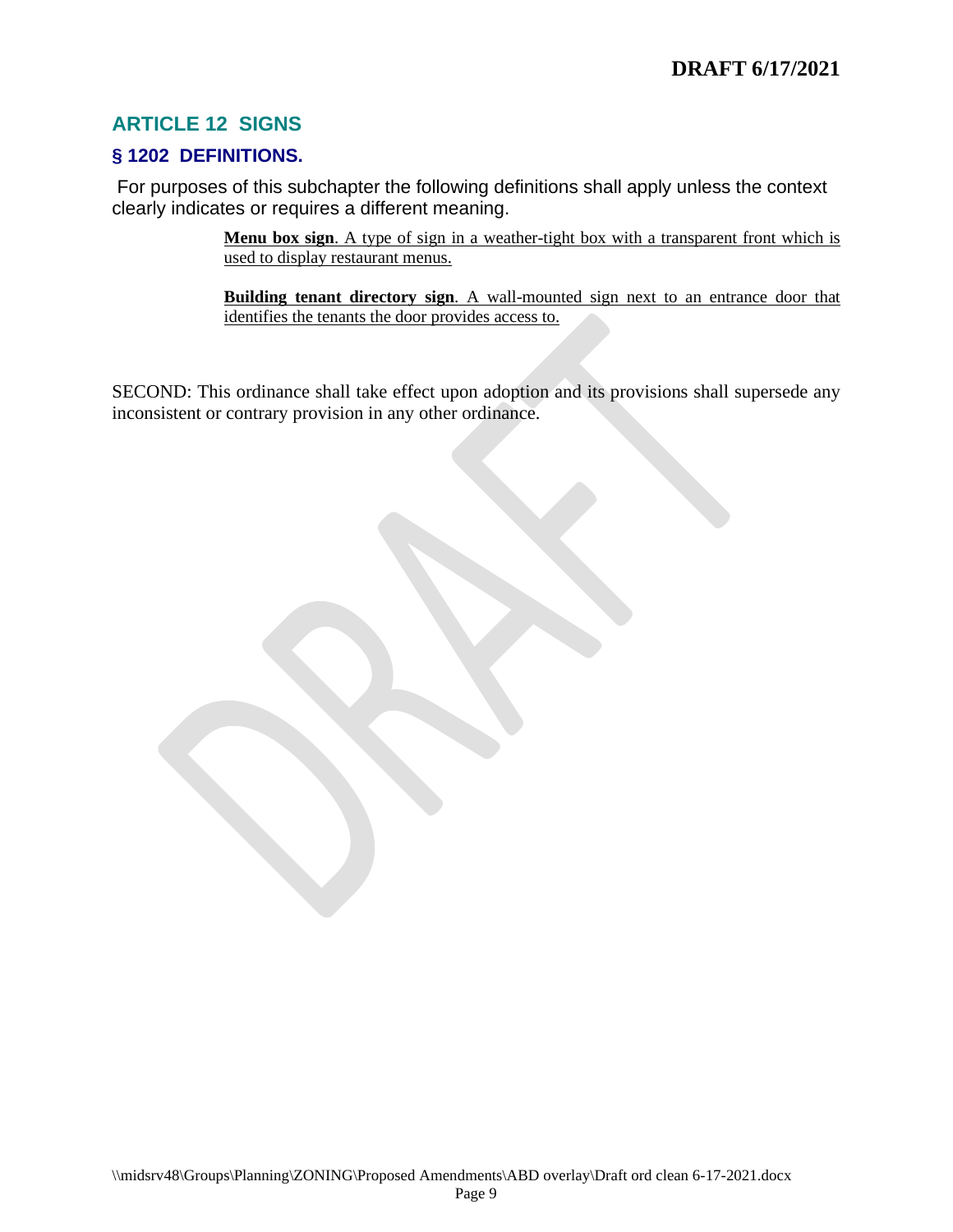## ARTICLE 12 SIGNS

### § 1202 DEFINITIONS.

For purposes of this subchapter the following definitions shall apply unless the context clearly indicates or requires a different meaning.

> **Menu box sign**. A type of sign in a weather-tight box with a transparent front which is used to display restaurant menus.
>
> **Building tenant directory sign**. A wall-mounted sign next to an entrance door that identifies the tenants the door provides access to.

SECOND: This ordinance shall take effect upon adoption and its provisions shall supersede any inconsistent or contrary provision in any other ordinance.